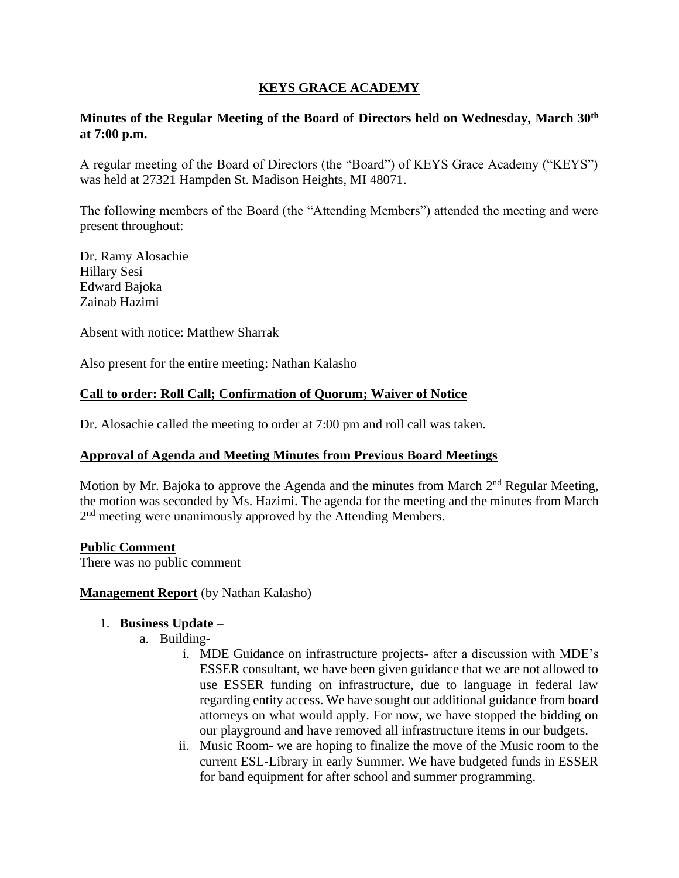# KEYS GRACE ACADEMY

**Minutes of the Regular Meeting of the Board of Directors held on Wednesday, March 30th at 7:00 p.m.**

A regular meeting of the Board of Directors (the "Board") of KEYS Grace Academy ("KEYS") was held at 27321 Hampden St. Madison Heights, MI 48071.

The following members of the Board (the "Attending Members") attended the meeting and were present throughout:

Dr. Ramy Alosachie
Hillary Sesi
Edward Bajoka
Zainab Hazimi

Absent with notice: Matthew Sharrak

Also present for the entire meeting: Nathan Kalasho

## Call to order: Roll Call; Confirmation of Quorum; Waiver of Notice

Dr. Alosachie called the meeting to order at 7:00 pm and roll call was taken.

## Approval of Agenda and Meeting Minutes from Previous Board Meetings

Motion by Mr. Bajoka to approve the Agenda and the minutes from March 2nd Regular Meeting, the motion was seconded by Ms. Hazimi. The agenda for the meeting and the minutes from March 2nd meeting were unanimously approved by the Attending Members.

## Public Comment

There was no public comment

**Management Report** (by Nathan Kalasho)

1. **Business Update** –
   a. Building-
      i. MDE Guidance on infrastructure projects- after a discussion with MDE's ESSER consultant, we have been given guidance that we are not allowed to use ESSER funding on infrastructure, due to language in federal law regarding entity access. We have sought out additional guidance from board attorneys on what would apply. For now, we have stopped the bidding on our playground and have removed all infrastructure items in our budgets.
      ii. Music Room- we are hoping to finalize the move of the Music room to the current ESL-Library in early Summer. We have budgeted funds in ESSER for band equipment for after school and summer programming.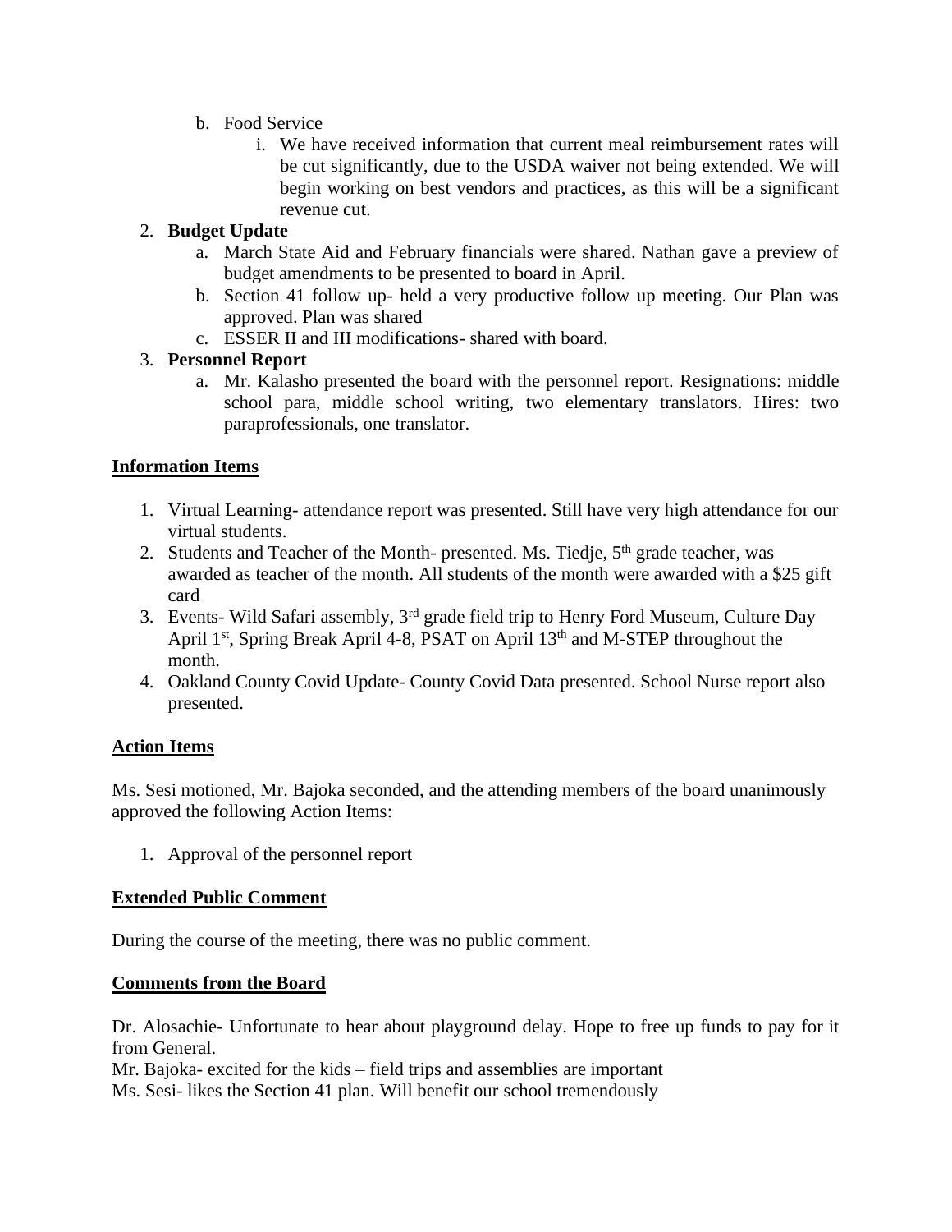b. Food Service
      i. We have received information that current meal reimbursement rates will be cut significantly, due to the USDA waiver not being extended. We will begin working on best vendors and practices, as this will be a significant revenue cut.

2. **Budget Update** –
   a. March State Aid and February financials were shared. Nathan gave a preview of budget amendments to be presented to board in April.
   b. Section 41 follow up- held a very productive follow up meeting. Our Plan was approved. Plan was shared
   c. ESSER II and III modifications- shared with board.

3. **Personnel Report**
   a. Mr. Kalasho presented the board with the personnel report. Resignations: middle school para, middle school writing, two elementary translators. Hires: two paraprofessionals, one translator.

## Information Items

1. Virtual Learning- attendance report was presented. Still have very high attendance for our virtual students.
2. Students and Teacher of the Month- presented. Ms. Tiedje, 5th grade teacher, was awarded as teacher of the month. All students of the month were awarded with a $25 gift card
3. Events- Wild Safari assembly, 3rd grade field trip to Henry Ford Museum, Culture Day April 1st, Spring Break April 4-8, PSAT on April 13th and M-STEP throughout the month.
4. Oakland County Covid Update- County Covid Data presented. School Nurse report also presented.

## Action Items

Ms. Sesi motioned, Mr. Bajoka seconded, and the attending members of the board unanimously approved the following Action Items:

1. Approval of the personnel report

## Extended Public Comment

During the course of the meeting, there was no public comment.

## Comments from the Board

Dr. Alosachie- Unfortunate to hear about playground delay. Hope to free up funds to pay for it from General.

Mr. Bajoka- excited for the kids – field trips and assemblies are important

Ms. Sesi- likes the Section 41 plan. Will benefit our school tremendously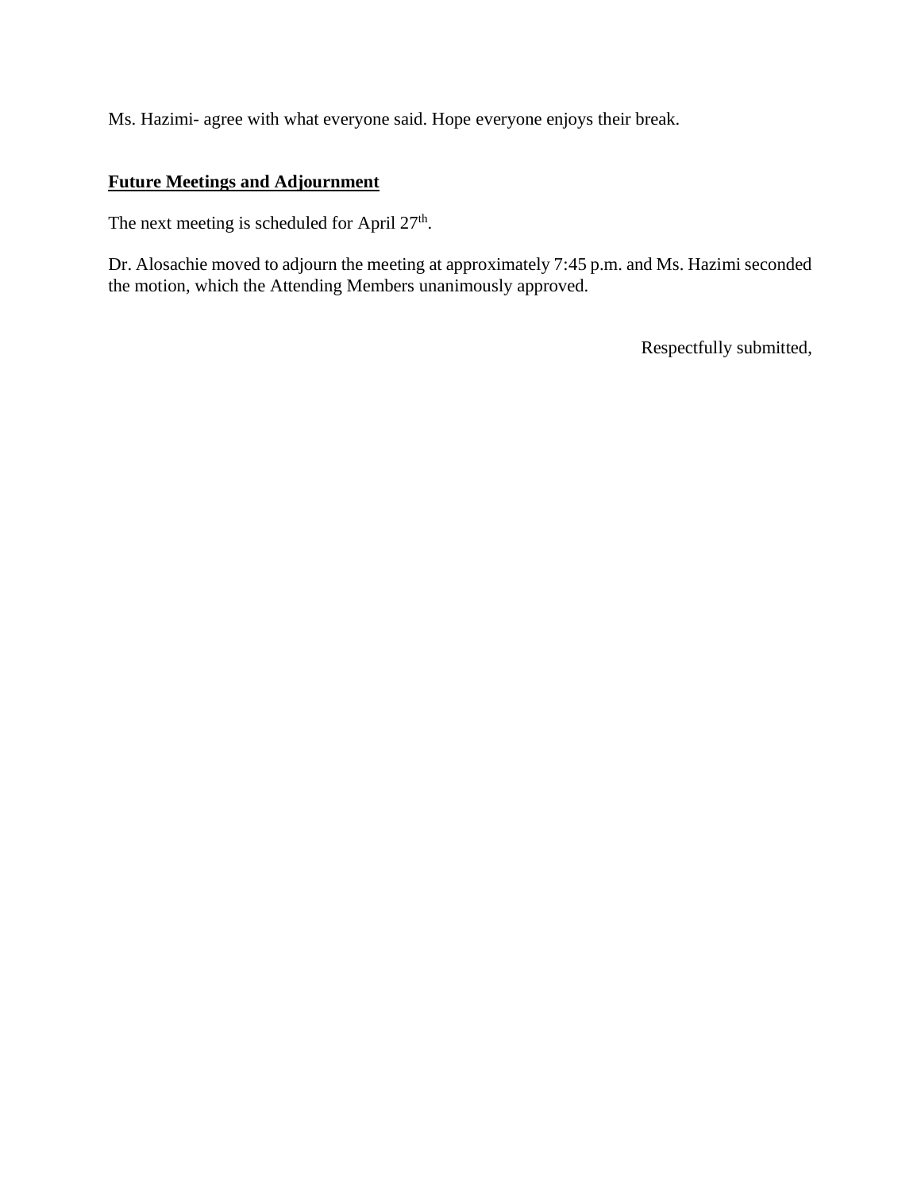Ms. Hazimi- agree with what everyone said. Hope everyone enjoys their break.

**Future Meetings and Adjournment**

The next meeting is scheduled for April 27th.

Dr. Alosachie moved to adjourn the meeting at approximately 7:45 p.m. and Ms. Hazimi seconded the motion, which the Attending Members unanimously approved.

Respectfully submitted,